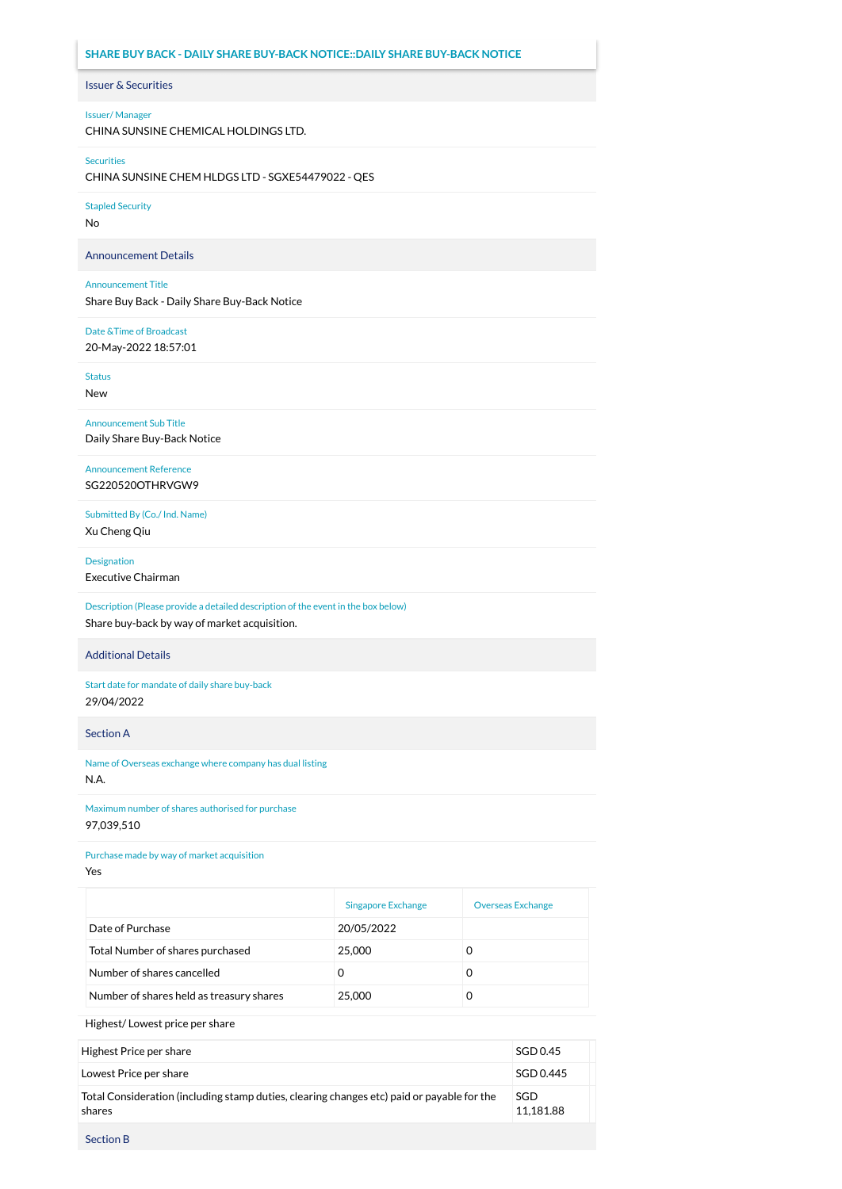## SHARE BUY BACK - DAILY SHARE BUY-BACK NOTICE::DAILY SHARE BUY-BACK NOTICE

### Issuer & Securities

**Issuer/ Manager**

CHINA SUNSINE CHEMICAL HOLDINGS LTD.

**Securities**

CHINA SUNSINE CHEM HLDGS LTD - SGXE54479022 - QES

**Stapled Security**

No

### Announcement Details

**Announcement Title**

Share Buy Back - Daily Share Buy-Back Notice

**Date &Time of Broadcast**

20-May-2022 18:57:01

**Status**

New

**Announcement Sub Title**

Daily Share Buy-Back Notice

**Announcement Reference**

SG220520OTHRVGW9

**Submitted By (Co./ Ind. Name)**

Xu Cheng Qiu

**Designation**

Executive Chairman

**Description (Please provide a detailed description of the event in the box below)**

Share buy-back by way of market acquisition.

### Additional Details

**Start date for mandate of daily share buy-back**

29/04/2022

### Section A

**Name of Overseas exchange where company has dual listing**

N.A.

**Maximum number of shares authorised for purchase**

97,039,510

**Purchase made by way of market acquisition**

Yes

| | Singapore Exchange | Overseas Exchange |
|---|---|---|
| Date of Purchase | 20/05/2022 | |
| Total Number of shares purchased | 25,000 | 0 |
| Number of shares cancelled | 0 | 0 |
| Number of shares held as treasury shares | 25,000 | 0 |

Highest/ Lowest price per share

| | |
|---|---|
| Highest Price per share | SGD 0.45 |
| Lowest Price per share | SGD 0.445 |
| Total Consideration (including stamp duties, clearing changes etc) paid or payable for the shares | SGD 11,181.88 |

### Section B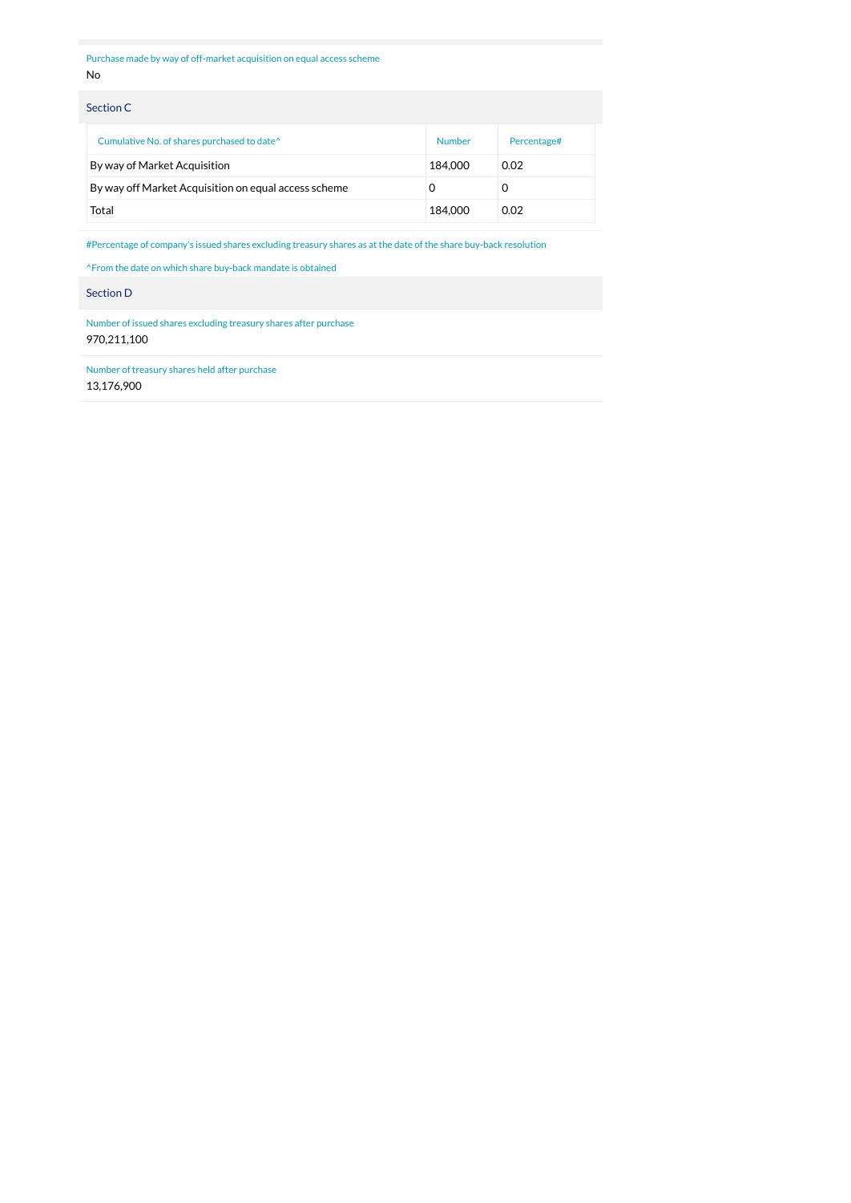Purchase made by way of off-market acquisition on equal access scheme

No

## Section C

| Cumulative No. of shares purchased to date^ | Number | Percentage# |
|---|---|---|
| By way of Market Acquisition | 184,000 | 0.02 |
| By way off Market Acquisition on equal access scheme | 0 | 0 |
| Total | 184,000 | 0.02 |

#Percentage of company's issued shares excluding treasury shares as at the date of the share buy-back resolution

^From the date on which share buy-back mandate is obtained

## Section D

Number of issued shares excluding treasury shares after purchase

970,211,100

Number of treasury shares held after purchase

13,176,900